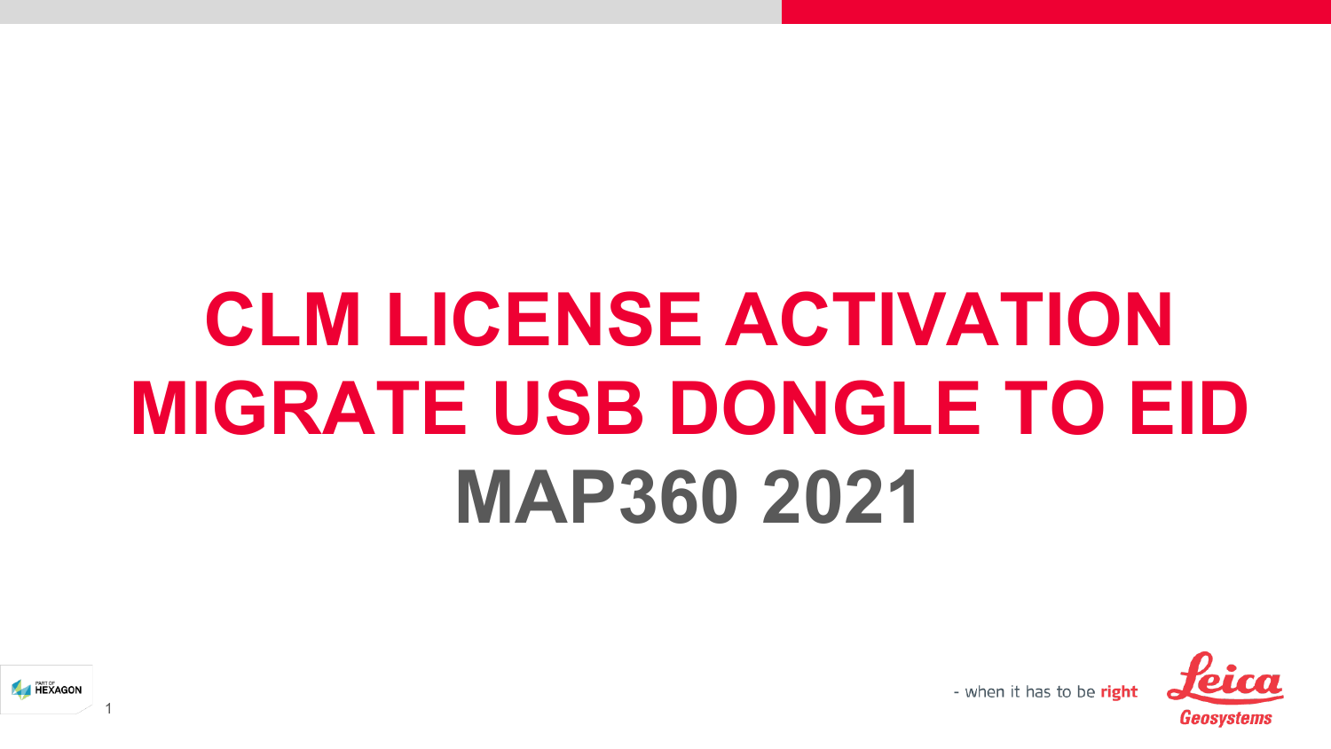# CLM LICENSE ACTIVATION
# MIGRATE USB DONGLE TO EID
# MAP360 2021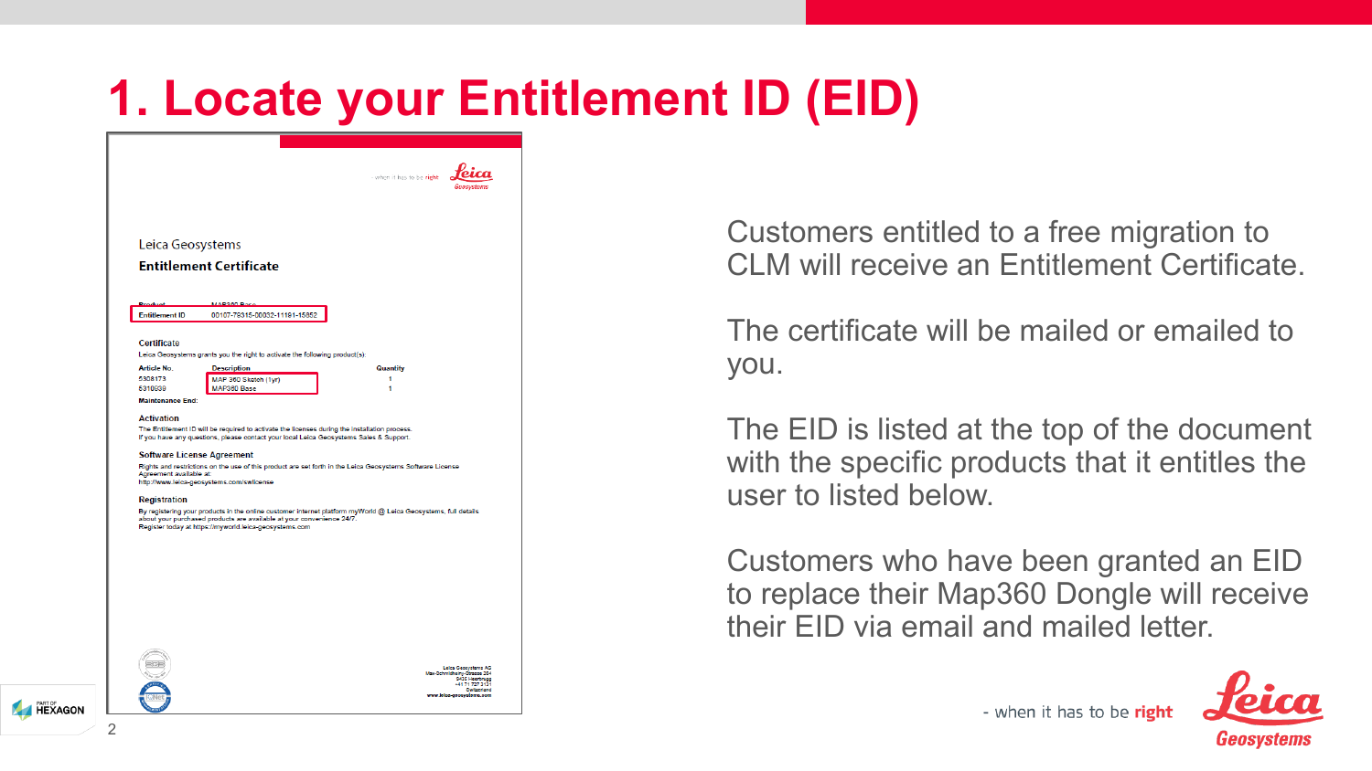# 1. Locate your Entitlement ID (EID)

- when it has to be right

**Leica Geosystems**

Leica Geosystems

**Entitlement Certificate**

| | |
|---|---|
| Product | MAP360 Base |
| Entitlement ID | 00107-79315-00032-11181-15852 |

**Certificate**

Leica Geosystems grants you the right to activate the following product(s):

| Article No. | Description | Quantity |
|---|---|---|
| 5308173 | MAP 360 Sketch (1yr) | 1 |
| 5310639 | MAP360 Base | 1 |

**Maintenance End:**

**Activation**

The Entitlement ID will be required to activate the licenses during the installation process.
If you have any questions, please contact your local Leica Geosystems Sales & Support.

**Software License Agreement**

Rights and restrictions on the use of this product are set forth in the Leica Geosystems Software License Agreement available at:
http://www.leica-geosystems.com/swlicense

**Registration**

By registering your products in the online customer internet platform myWorld @ Leica Geosystems, full details about your purchased products are available at your convenience 24/7.
Register today at https://myworld.leica-geosystems.com

Leica Geosystems AG
Max-Schmidheiny-Strasse 201
9435 Heerbrugg
+41 71 727 3131
Switzerland
www.leica-geosystems.com

Customers entitled to a free migration to CLM will receive an Entitlement Certificate.

The certificate will be mailed or emailed to you.

The EID is listed at the top of the document with the specific products that it entitles the user to listed below.

Customers who have been granted an EID to replace their Map360 Dongle will receive their EID via email and mailed letter.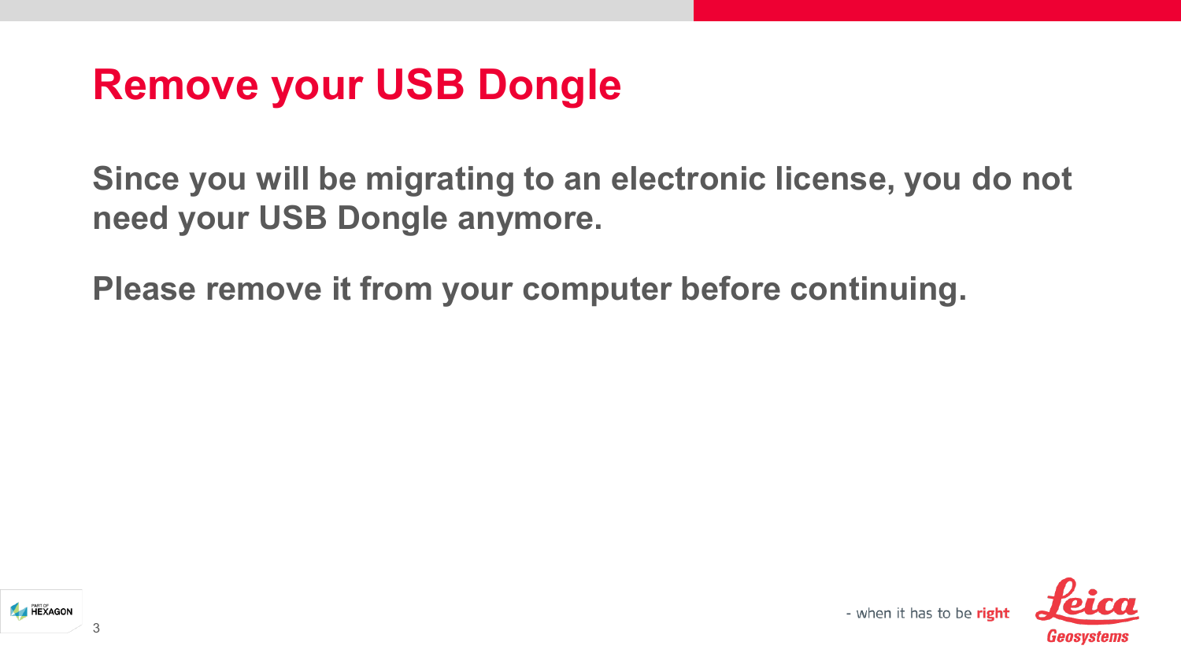# Remove your USB Dongle

**Since you will be migrating to an electronic license, you do not need your USB Dongle anymore.**

**Please remove it from your computer before continuing.**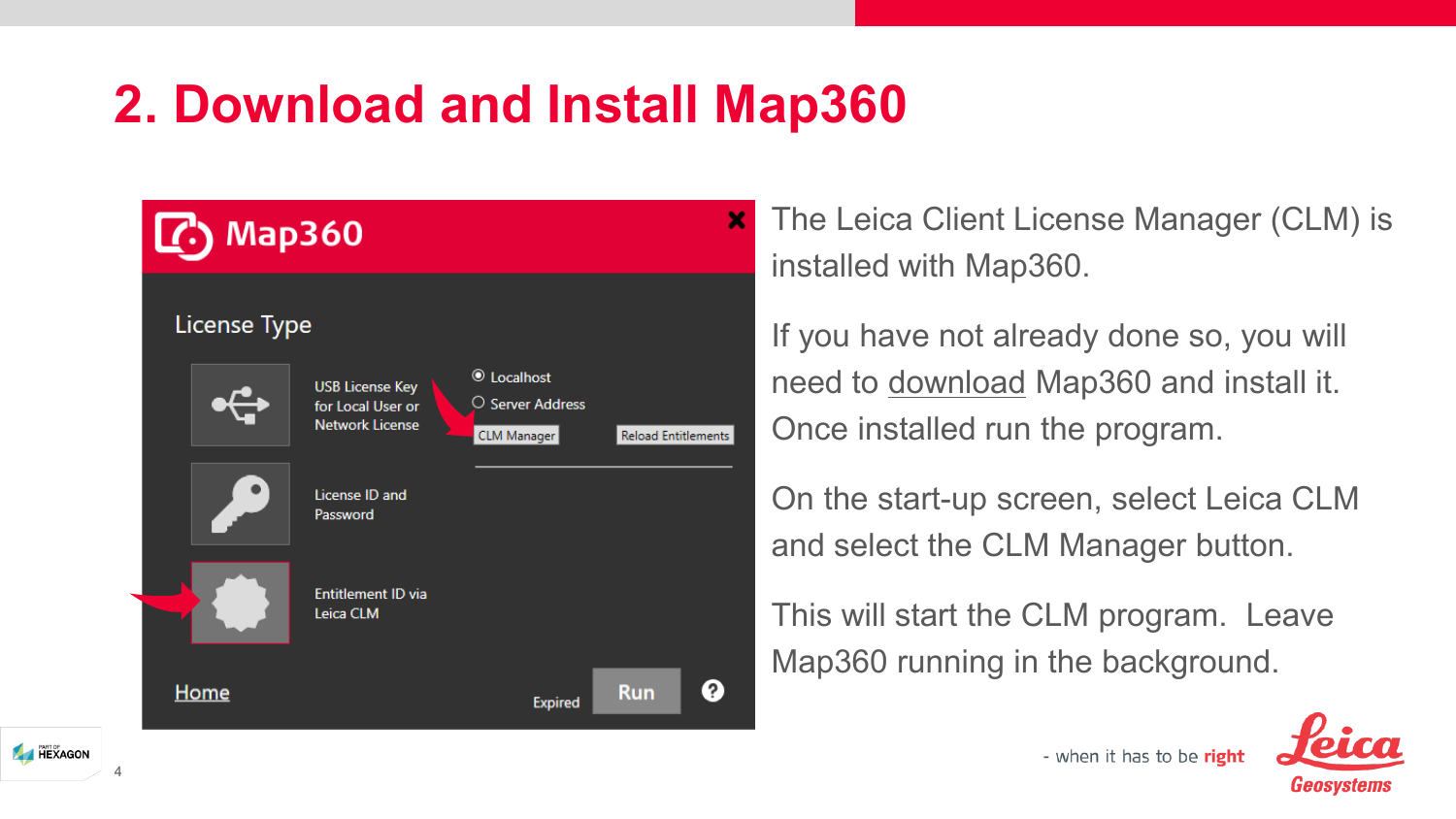# 2. Download and Install Map360

The Leica Client License Manager (CLM) is installed with Map360.

If you have not already done so, you will need to download Map360 and install it. Once installed run the program.

On the start-up screen, select Leica CLM and select the CLM Manager button.

This will start the CLM program. Leave Map360 running in the background.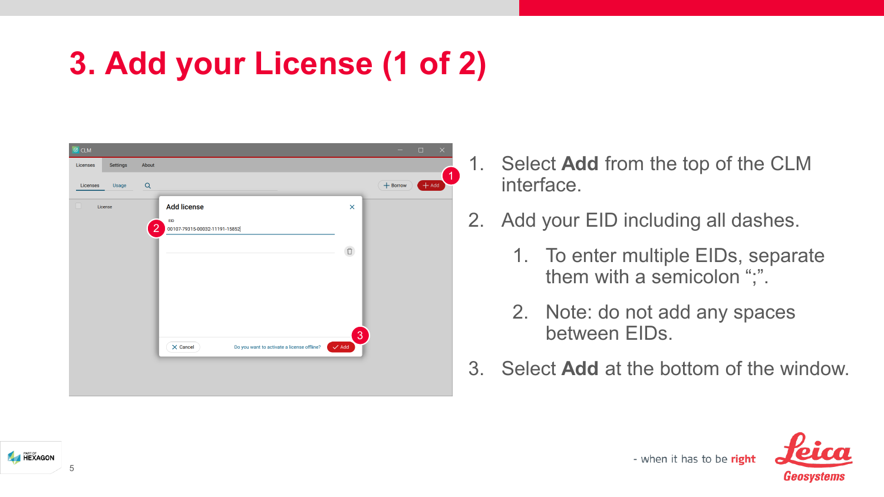# 3. Add your License (1 of 2)

1. Select **Add** from the top of the CLM interface.
2. Add your EID including all dashes.
   1. To enter multiple EIDs, separate them with a semicolon “;”.
   2. Note: do not add any spaces between EIDs.
3. Select **Add** at the bottom of the window.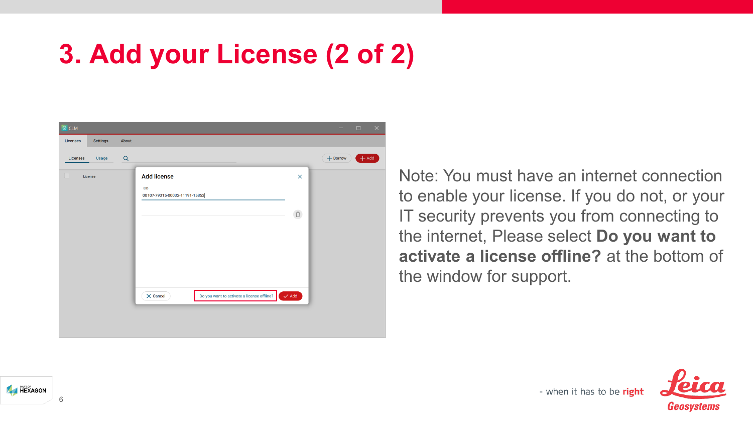# 3. Add your License (2 of 2)

Note: You must have an internet connection to enable your license. If you do not, or your IT security prevents you from connecting to the internet, Please select **Do you want to activate a license offline?** at the bottom of the window for support.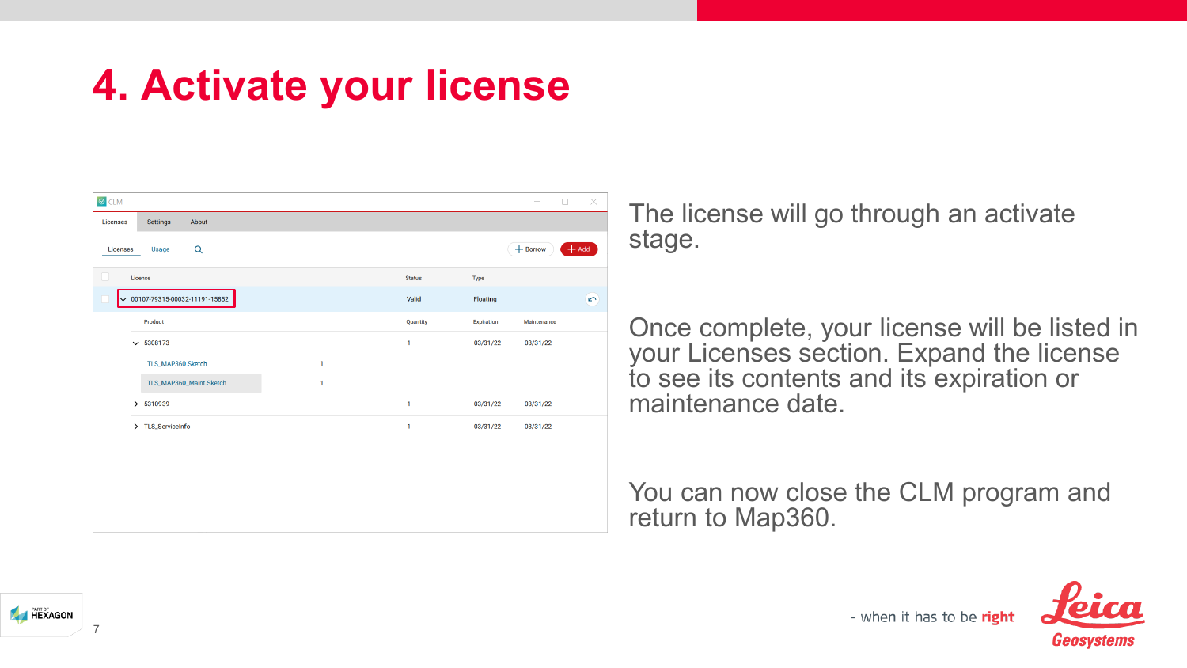# 4. Activate your license

The license will go through an activate stage.

Once complete, your license will be listed in your Licenses section. Expand the license to see its contents and its expiration or maintenance date.

You can now close the CLM program and return to Map360.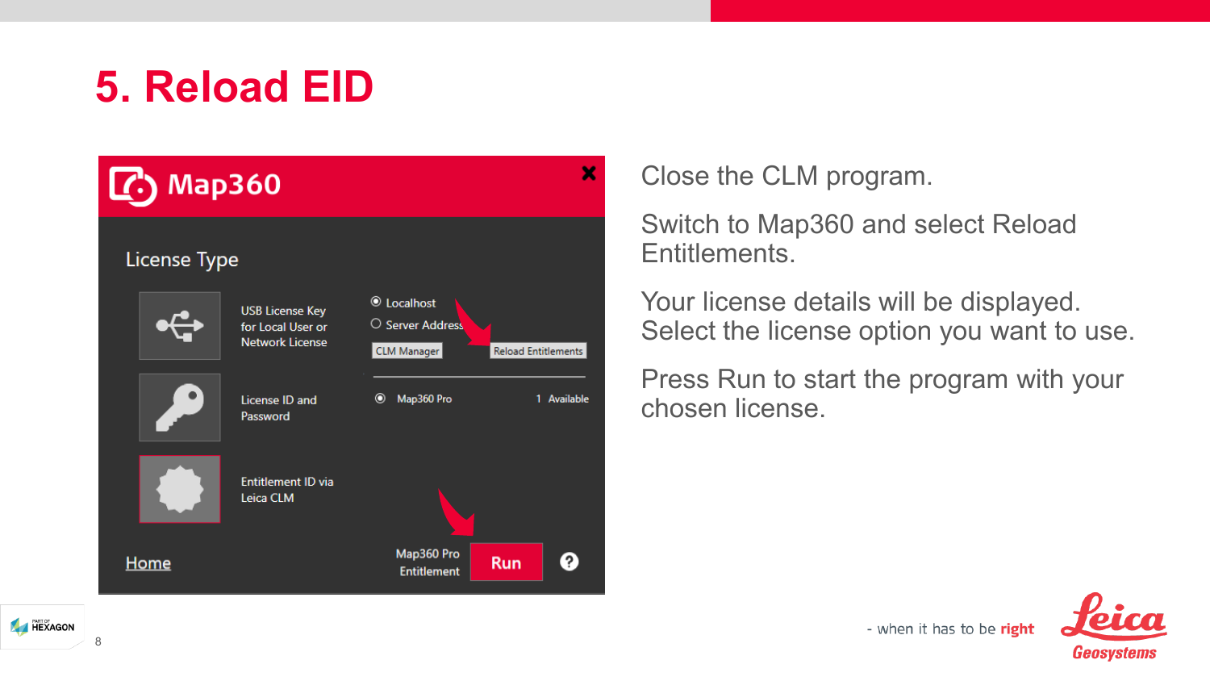# 5. Reload EID

Close the CLM program.

Switch to Map360 and select Reload Entitlements.

Your license details will be displayed. Select the license option you want to use.

Press Run to start the program with your chosen license.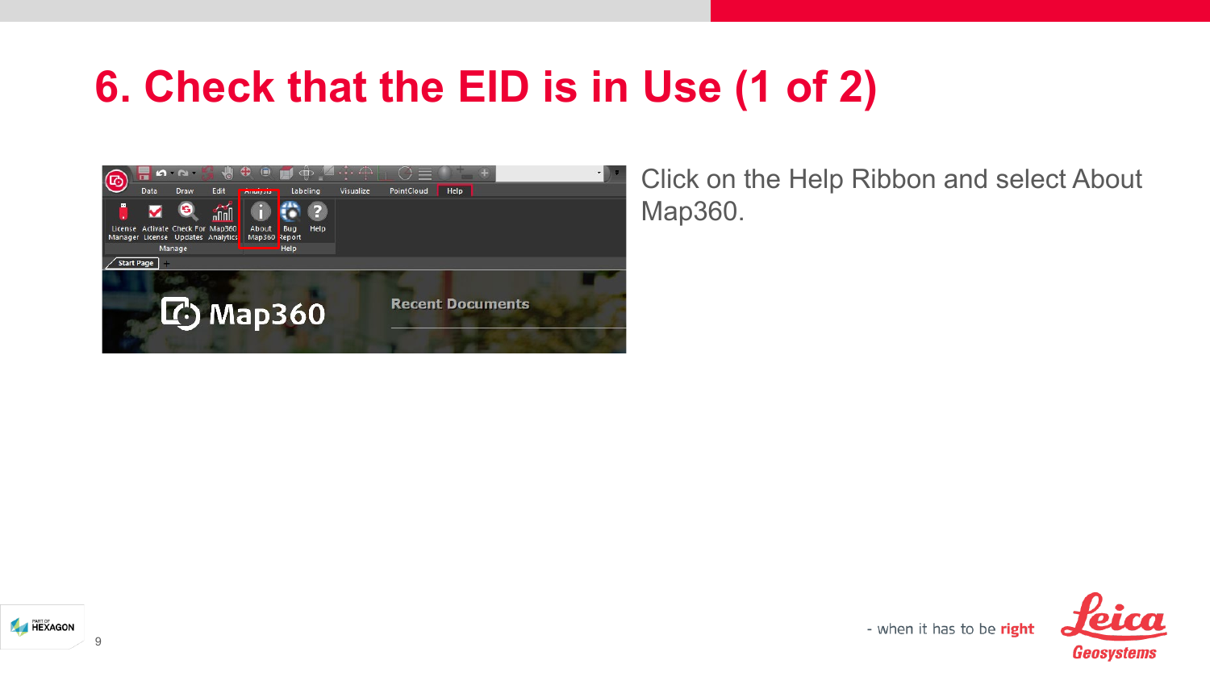# 6. Check that the EID is in Use (1 of 2)

Click on the Help Ribbon and select About Map360.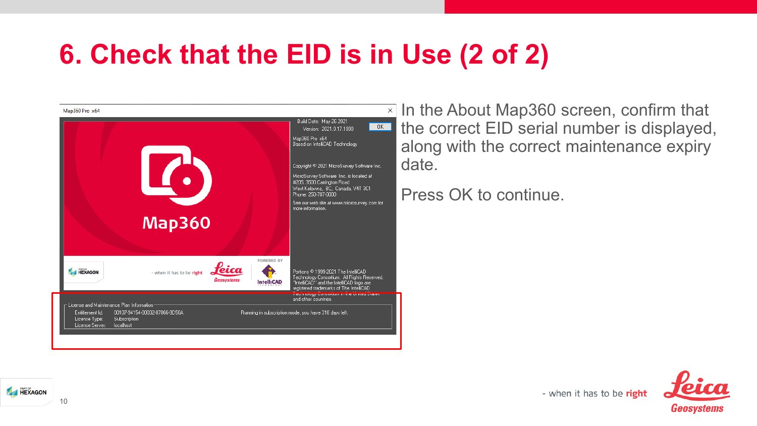# 6. Check that the EID is in Use (2 of 2)

Map360 Pro x64

Build Date: May 26 2021
Version: 2021.0.17.1890

OK

Map360 Pro x64
Based on IntelliCAD Technology

Copyright © 2021 MicroSurvey Software Inc.

MicroSurvey Software Inc. is located at
#205 3500 Carrington Road
West Kelowna, BC, Canada, V4T 3C1
Phone: 250-707-0000

See our web site at www.microsurvey.com for more information.

Map360

- when it has to be right

POWERED BY

IntelliCAD

Portions © 1999-2021 The IntelliCAD Technology Consortium. All Rights Reserved. "IntelliCAD" and the IntelliCAD logo are registered trademarks of The IntelliCAD Technology Consortium in the United States and other countries.

License and Maintenance Plan Information

Entitlement Id: 00107-94154-00032-87066-9D50A
License Type: Subscription
License Server: localhost

Running in subscription mode, you have 318 days left.

In the About Map360 screen, confirm that the correct EID serial number is displayed, along with the correct maintenance expiry date.

Press OK to continue.